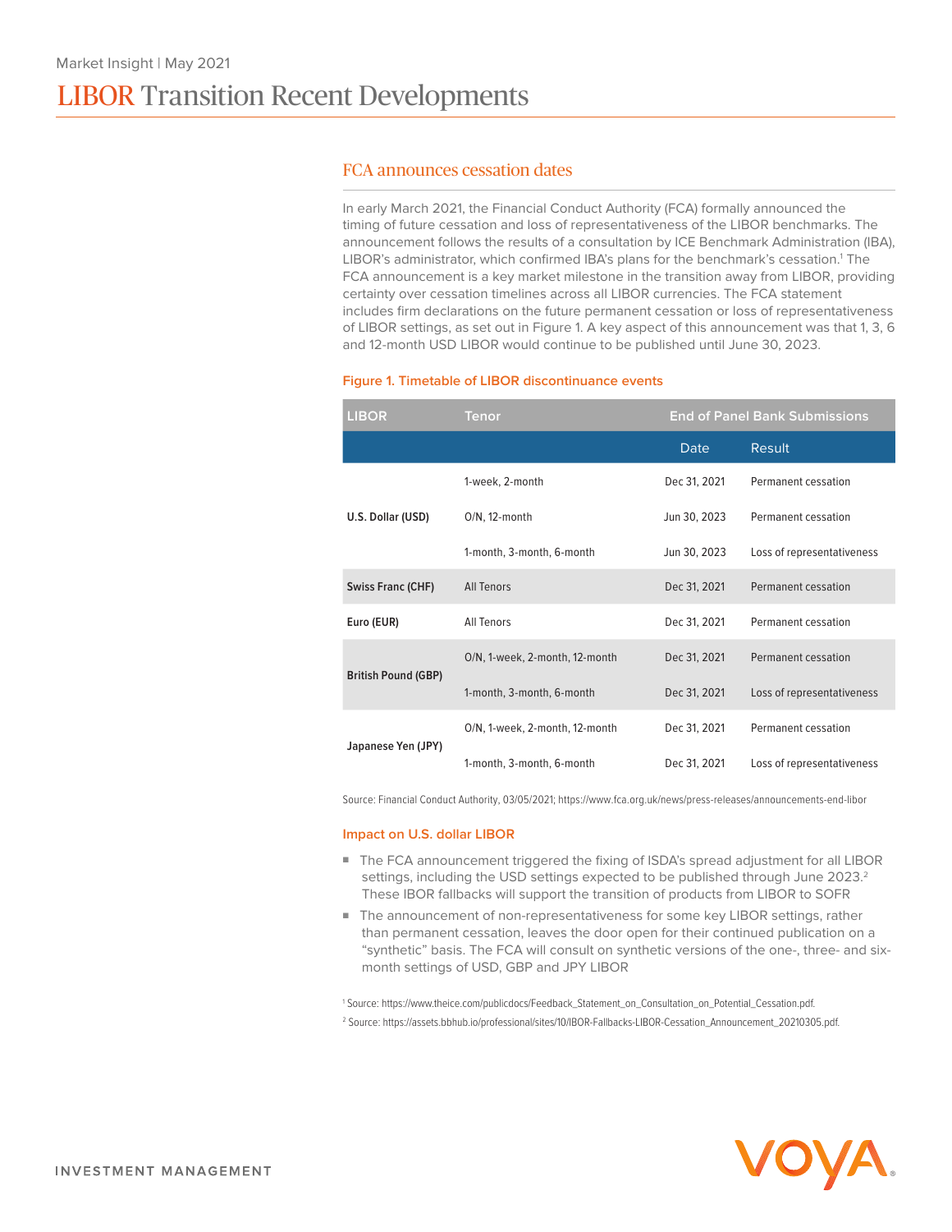Market Insight | May 2021

# LIBOR Transition Recent Developments

## FCA announces cessation dates

In early March 2021, the Financial Conduct Authority (FCA) formally announced the timing of future cessation and loss of representativeness of the LIBOR benchmarks. The announcement follows the results of a consultation by ICE Benchmark Administration (IBA), LIBOR's administrator, which confirmed IBA's plans for the benchmark's cessation.[1] The FCA announcement is a key market milestone in the transition away from LIBOR, providing certainty over cessation timelines across all LIBOR currencies. The FCA statement includes firm declarations on the future permanent cessation or loss of representativeness of LIBOR settings, as set out in Figure 1. A key aspect of this announcement was that 1, 3, 6 and 12-month USD LIBOR would continue to be published until June 30, 2023.

**Figure 1. Timetable of LIBOR discontinuance events**

| LIBOR | Tenor | End of Panel Bank Submissions | |
|---|---|---|---|
| | | Date | Result |
| U.S. Dollar (USD) | 1-week, 2-month | Dec 31, 2021 | Permanent cessation |
| | O/N, 12-month | Jun 30, 2023 | Permanent cessation |
| | 1-month, 3-month, 6-month | Jun 30, 2023 | Loss of representativeness |
| Swiss Franc (CHF) | All Tenors | Dec 31, 2021 | Permanent cessation |
| Euro (EUR) | All Tenors | Dec 31, 2021 | Permanent cessation |
| British Pound (GBP) | O/N, 1-week, 2-month, 12-month | Dec 31, 2021 | Permanent cessation |
| | 1-month, 3-month, 6-month | Dec 31, 2021 | Loss of representativeness |
| Japanese Yen (JPY) | O/N, 1-week, 2-month, 12-month | Dec 31, 2021 | Permanent cessation |
| | 1-month, 3-month, 6-month | Dec 31, 2021 | Loss of representativeness |

Source: Financial Conduct Authority, 03/05/2021; https://www.fca.org.uk/news/press-releases/announcements-end-libor

### Impact on U.S. dollar LIBOR

- The FCA announcement triggered the fixing of ISDA's spread adjustment for all LIBOR settings, including the USD settings expected to be published through June 2023.[2] These IBOR fallbacks will support the transition of products from LIBOR to SOFR
- The announcement of non-representativeness for some key LIBOR settings, rather than permanent cessation, leaves the door open for their continued publication on a "synthetic" basis. The FCA will consult on synthetic versions of the one-, three- and six-month settings of USD, GBP and JPY LIBOR

[1] Source: https://www.theice.com/publicdocs/Feedback_Statement_on_Consultation_on_Potential_Cessation.pdf.

[2] Source: https://assets.bbhub.io/professional/sites/10/IBOR-Fallbacks-LIBOR-Cessation_Announcement_20210305.pdf.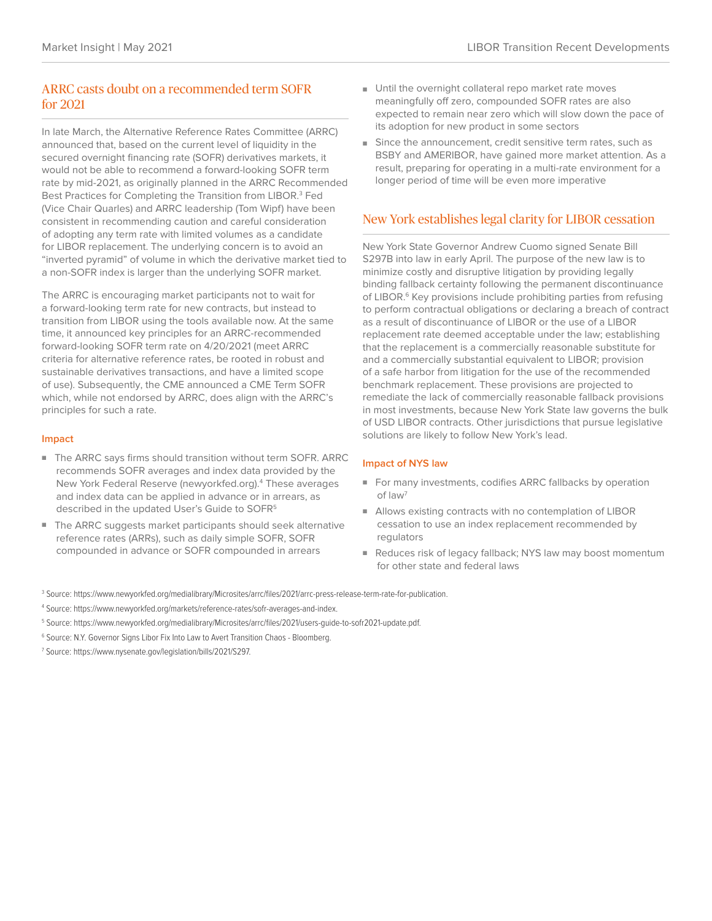## ARRC casts doubt on a recommended term SOFR for 2021

In late March, the Alternative Reference Rates Committee (ARRC) announced that, based on the current level of liquidity in the secured overnight financing rate (SOFR) derivatives markets, it would not be able to recommend a forward-looking SOFR term rate by mid-2021, as originally planned in the ARRC Recommended Best Practices for Completing the Transition from LIBOR.[3] Fed (Vice Chair Quarles) and ARRC leadership (Tom Wipf) have been consistent in recommending caution and careful consideration of adopting any term rate with limited volumes as a candidate for LIBOR replacement. The underlying concern is to avoid an "inverted pyramid" of volume in which the derivative market tied to a non-SOFR index is larger than the underlying SOFR market.

The ARRC is encouraging market participants not to wait for a forward-looking term rate for new contracts, but instead to transition from LIBOR using the tools available now. At the same time, it announced key principles for an ARRC-recommended forward-looking SOFR term rate on 4/20/2021 (meet ARRC criteria for alternative reference rates, be rooted in robust and sustainable derivatives transactions, and have a limited scope of use). Subsequently, the CME announced a CME Term SOFR which, while not endorsed by ARRC, does align with the ARRC's principles for such a rate.

### Impact

- The ARRC says firms should transition without term SOFR. ARRC recommends SOFR averages and index data provided by the New York Federal Reserve (newyorkfed.org).[4] These averages and index data can be applied in advance or in arrears, as described in the updated User's Guide to SOFR[5]
- The ARRC suggests market participants should seek alternative reference rates (ARRs), such as daily simple SOFR, SOFR compounded in advance or SOFR compounded in arrears
- Until the overnight collateral repo market rate moves meaningfully off zero, compounded SOFR rates are also expected to remain near zero which will slow down the pace of its adoption for new product in some sectors
- Since the announcement, credit sensitive term rates, such as BSBY and AMERIBOR, have gained more market attention. As a result, preparing for operating in a multi-rate environment for a longer period of time will be even more imperative

## New York establishes legal clarity for LIBOR cessation

New York State Governor Andrew Cuomo signed Senate Bill S297B into law in early April. The purpose of the new law is to minimize costly and disruptive litigation by providing legally binding fallback certainty following the permanent discontinuance of LIBOR.[6] Key provisions include prohibiting parties from refusing to perform contractual obligations or declaring a breach of contract as a result of discontinuance of LIBOR or the use of a LIBOR replacement rate deemed acceptable under the law; establishing that the replacement is a commercially reasonable substitute for and a commercially substantial equivalent to LIBOR; provision of a safe harbor from litigation for the use of the recommended benchmark replacement. These provisions are projected to remediate the lack of commercially reasonable fallback provisions in most investments, because New York State law governs the bulk of USD LIBOR contracts. Other jurisdictions that pursue legislative solutions are likely to follow New York's lead.

### Impact of NYS law

- For many investments, codifies ARRC fallbacks by operation of law[7]
- Allows existing contracts with no contemplation of LIBOR cessation to use an index replacement recommended by regulators
- Reduces risk of legacy fallback; NYS law may boost momentum for other state and federal laws

[3] Source: https://www.newyorkfed.org/medialibrary/Microsites/arrc/files/2021/arrc-press-release-term-rate-for-publication.

[4] Source: https://www.newyorkfed.org/markets/reference-rates/sofr-averages-and-index.

[5] Source: https://www.newyorkfed.org/medialibrary/Microsites/arrc/files/2021/users-guide-to-sofr2021-update.pdf.

[6] Source: N.Y. Governor Signs Libor Fix Into Law to Avert Transition Chaos - Bloomberg.

[7] Source: https://www.nysenate.gov/legislation/bills/2021/S297.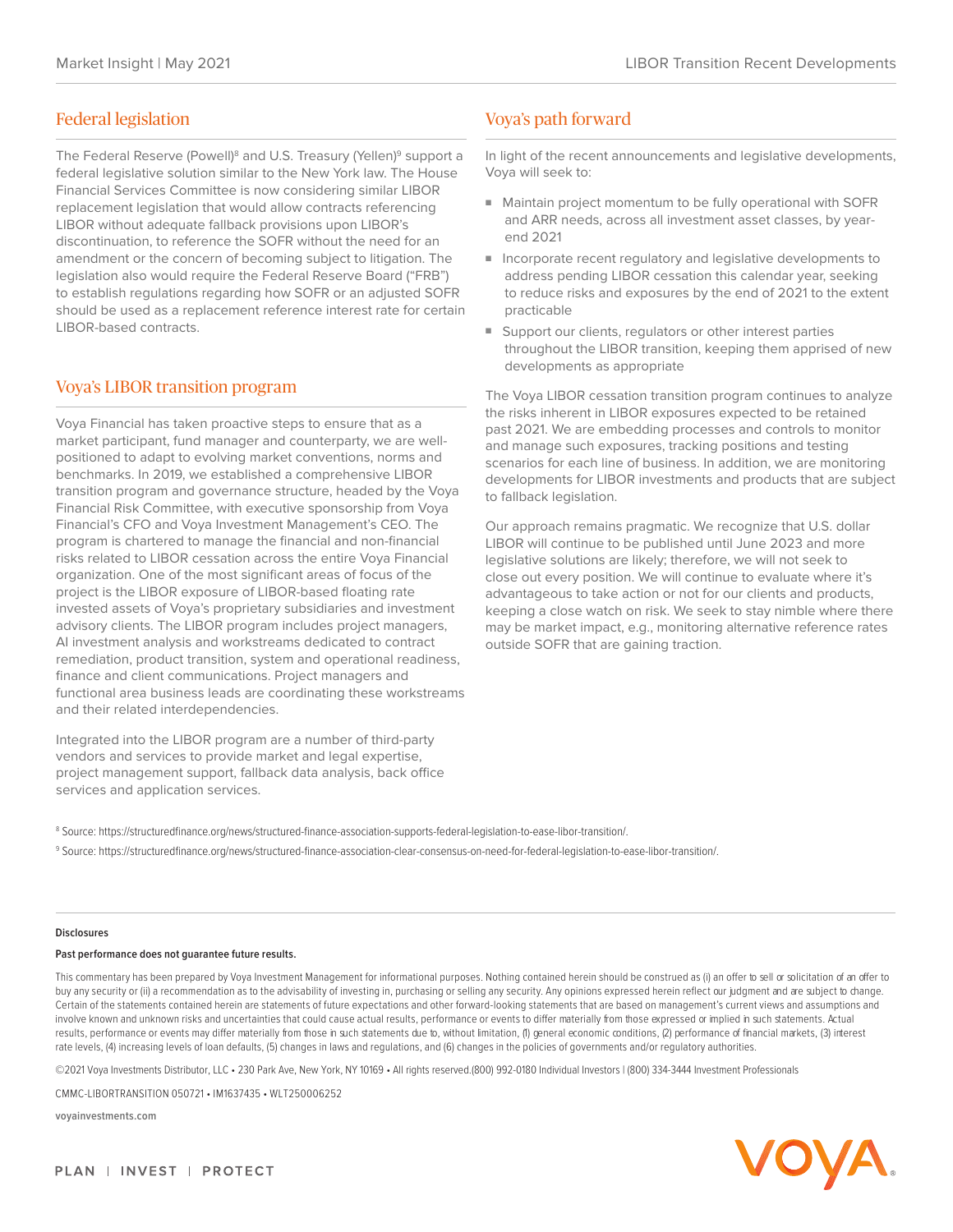## Federal legislation

The Federal Reserve (Powell)[8] and U.S. Treasury (Yellen)[9] support a federal legislative solution similar to the New York law. The House Financial Services Committee is now considering similar LIBOR replacement legislation that would allow contracts referencing LIBOR without adequate fallback provisions upon LIBOR's discontinuation, to reference the SOFR without the need for an amendment or the concern of becoming subject to litigation. The legislation also would require the Federal Reserve Board ("FRB") to establish regulations regarding how SOFR or an adjusted SOFR should be used as a replacement reference interest rate for certain LIBOR-based contracts.

## Voya's LIBOR transition program

Voya Financial has taken proactive steps to ensure that as a market participant, fund manager and counterparty, we are well-positioned to adapt to evolving market conventions, norms and benchmarks. In 2019, we established a comprehensive LIBOR transition program and governance structure, headed by the Voya Financial Risk Committee, with executive sponsorship from Voya Financial's CFO and Voya Investment Management's CEO. The program is chartered to manage the financial and non-financial risks related to LIBOR cessation across the entire Voya Financial organization. One of the most significant areas of focus of the project is the LIBOR exposure of LIBOR-based floating rate invested assets of Voya's proprietary subsidiaries and investment advisory clients. The LIBOR program includes project managers, AI investment analysis and workstreams dedicated to contract remediation, product transition, system and operational readiness, finance and client communications. Project managers and functional area business leads are coordinating these workstreams and their related interdependencies.

Integrated into the LIBOR program are a number of third-party vendors and services to provide market and legal expertise, project management support, fallback data analysis, back office services and application services.

## Voya's path forward

In light of the recent announcements and legislative developments, Voya will seek to:

- Maintain project momentum to be fully operational with SOFR and ARR needs, across all investment asset classes, by year-end 2021
- Incorporate recent regulatory and legislative developments to address pending LIBOR cessation this calendar year, seeking to reduce risks and exposures by the end of 2021 to the extent practicable
- Support our clients, regulators or other interest parties throughout the LIBOR transition, keeping them apprised of new developments as appropriate

The Voya LIBOR cessation transition program continues to analyze the risks inherent in LIBOR exposures expected to be retained past 2021. We are embedding processes and controls to monitor and manage such exposures, tracking positions and testing scenarios for each line of business. In addition, we are monitoring developments for LIBOR investments and products that are subject to fallback legislation.

Our approach remains pragmatic. We recognize that U.S. dollar LIBOR will continue to be published until June 2023 and more legislative solutions are likely; therefore, we will not seek to close out every position. We will continue to evaluate where it's advantageous to take action or not for our clients and products, keeping a close watch on risk. We seek to stay nimble where there may be market impact, e.g., monitoring alternative reference rates outside SOFR that are gaining traction.

[8] Source: https://structuredfinance.org/news/structured-finance-association-supports-federal-legislation-to-ease-libor-transition/.

[9] Source: https://structuredfinance.org/news/structured-finance-association-clear-consensus-on-need-for-federal-legislation-to-ease-libor-transition/.

#### Disclosures

**Past performance does not guarantee future results.**

This commentary has been prepared by Voya Investment Management for informational purposes. Nothing contained herein should be construed as (i) an offer to sell or solicitation of an offer to buy any security or (ii) a recommendation as to the advisability of investing in, purchasing or selling any security. Any opinions expressed herein reflect our judgment and are subject to change. Certain of the statements contained herein are statements of future expectations and other forward-looking statements that are based on management's current views and assumptions and involve known and unknown risks and uncertainties that could cause actual results, performance or events to differ materially from those expressed or implied in such statements. Actual results, performance or events may differ materially from those in such statements due to, without limitation, (1) general economic conditions, (2) performance of financial markets, (3) interest rate levels, (4) increasing levels of loan defaults, (5) changes in laws and regulations, and (6) changes in the policies of governments and/or regulatory authorities.

©2021 Voya Investments Distributor, LLC • 230 Park Ave, New York, NY 10169 • All rights reserved.(800) 992-0180 Individual Investors | (800) 334-3444 Investment Professionals

CMMC-LIBORTRANSITION 050721 • IM1637435 • WLT250006252

voyainvestments.com

PLAN | INVEST | PROTECT

VOYA.